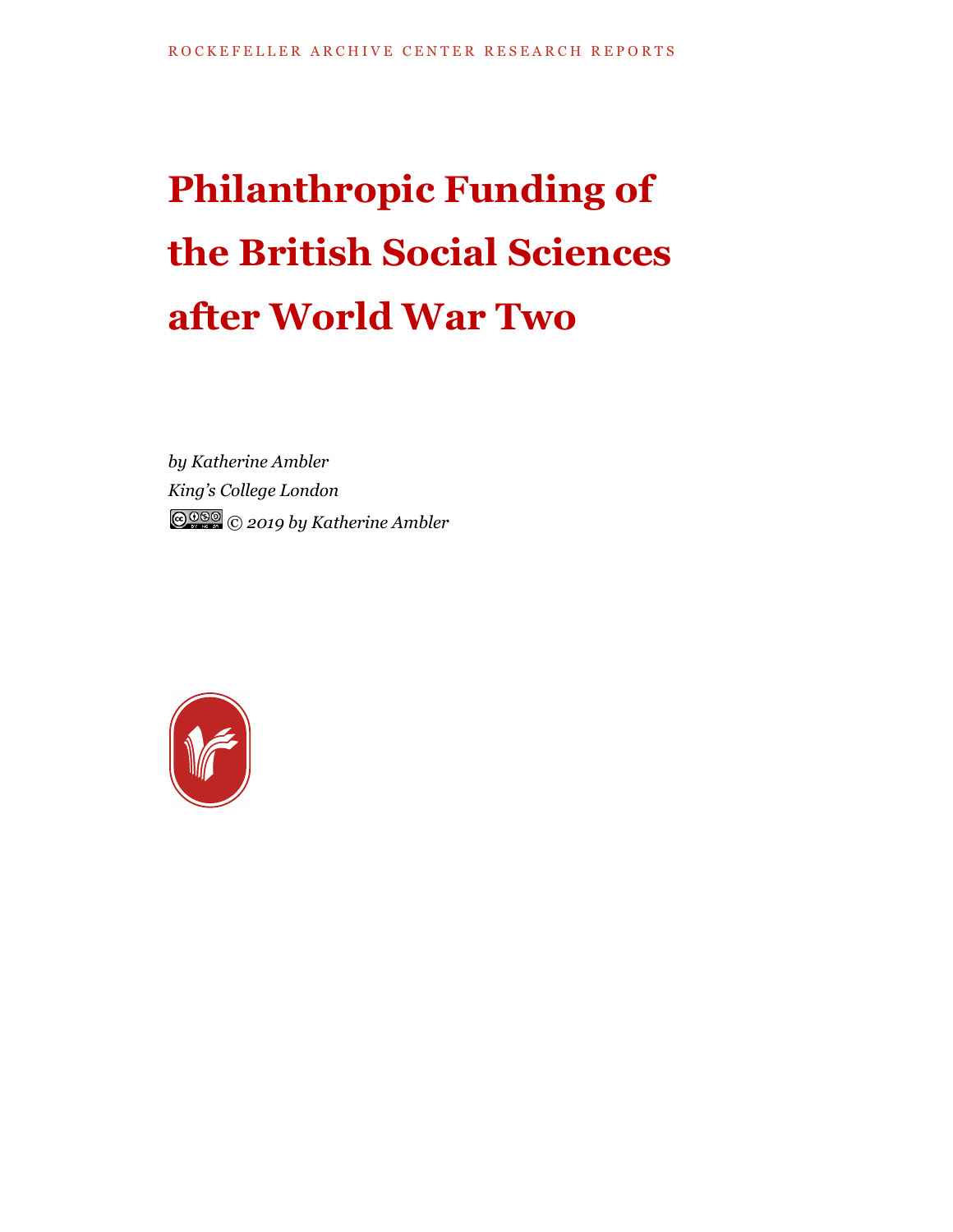ROCKEFELLER ARCHIVE CENTER RESEARCH REPORTS

# Philanthropic Funding of the British Social Sciences after World War Two

*by Katherine Ambler*
*King's College London*
*© 2019 by Katherine Ambler*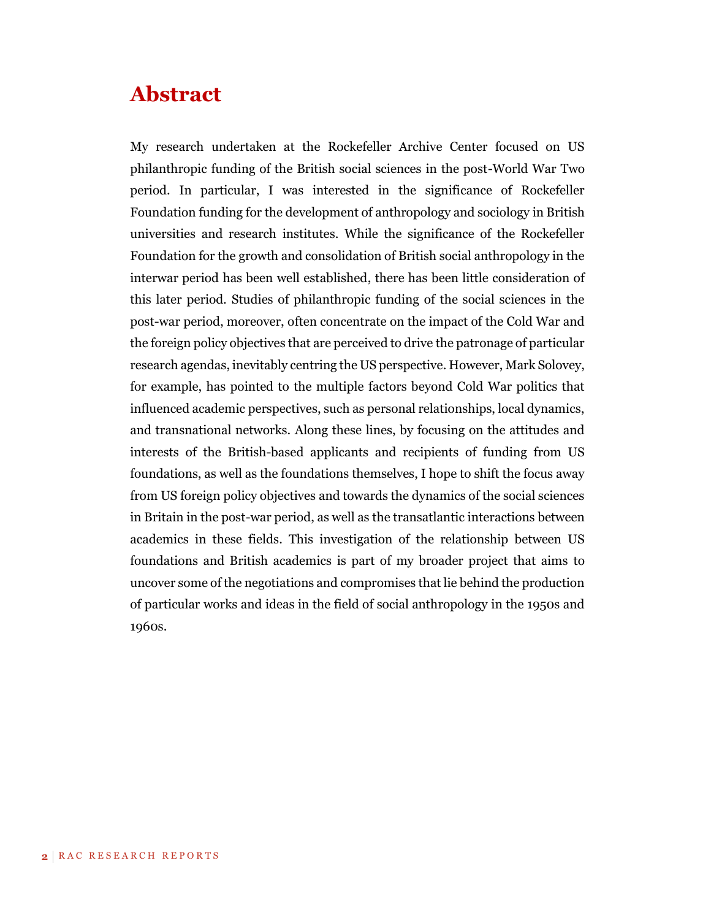# Abstract

My research undertaken at the Rockefeller Archive Center focused on US philanthropic funding of the British social sciences in the post-World War Two period. In particular, I was interested in the significance of Rockefeller Foundation funding for the development of anthropology and sociology in British universities and research institutes. While the significance of the Rockefeller Foundation for the growth and consolidation of British social anthropology in the interwar period has been well established, there has been little consideration of this later period. Studies of philanthropic funding of the social sciences in the post-war period, moreover, often concentrate on the impact of the Cold War and the foreign policy objectives that are perceived to drive the patronage of particular research agendas, inevitably centring the US perspective. However, Mark Solovey, for example, has pointed to the multiple factors beyond Cold War politics that influenced academic perspectives, such as personal relationships, local dynamics, and transnational networks. Along these lines, by focusing on the attitudes and interests of the British-based applicants and recipients of funding from US foundations, as well as the foundations themselves, I hope to shift the focus away from US foreign policy objectives and towards the dynamics of the social sciences in Britain in the post-war period, as well as the transatlantic interactions between academics in these fields. This investigation of the relationship between US foundations and British academics is part of my broader project that aims to uncover some of the negotiations and compromises that lie behind the production of particular works and ideas in the field of social anthropology in the 1950s and 1960s.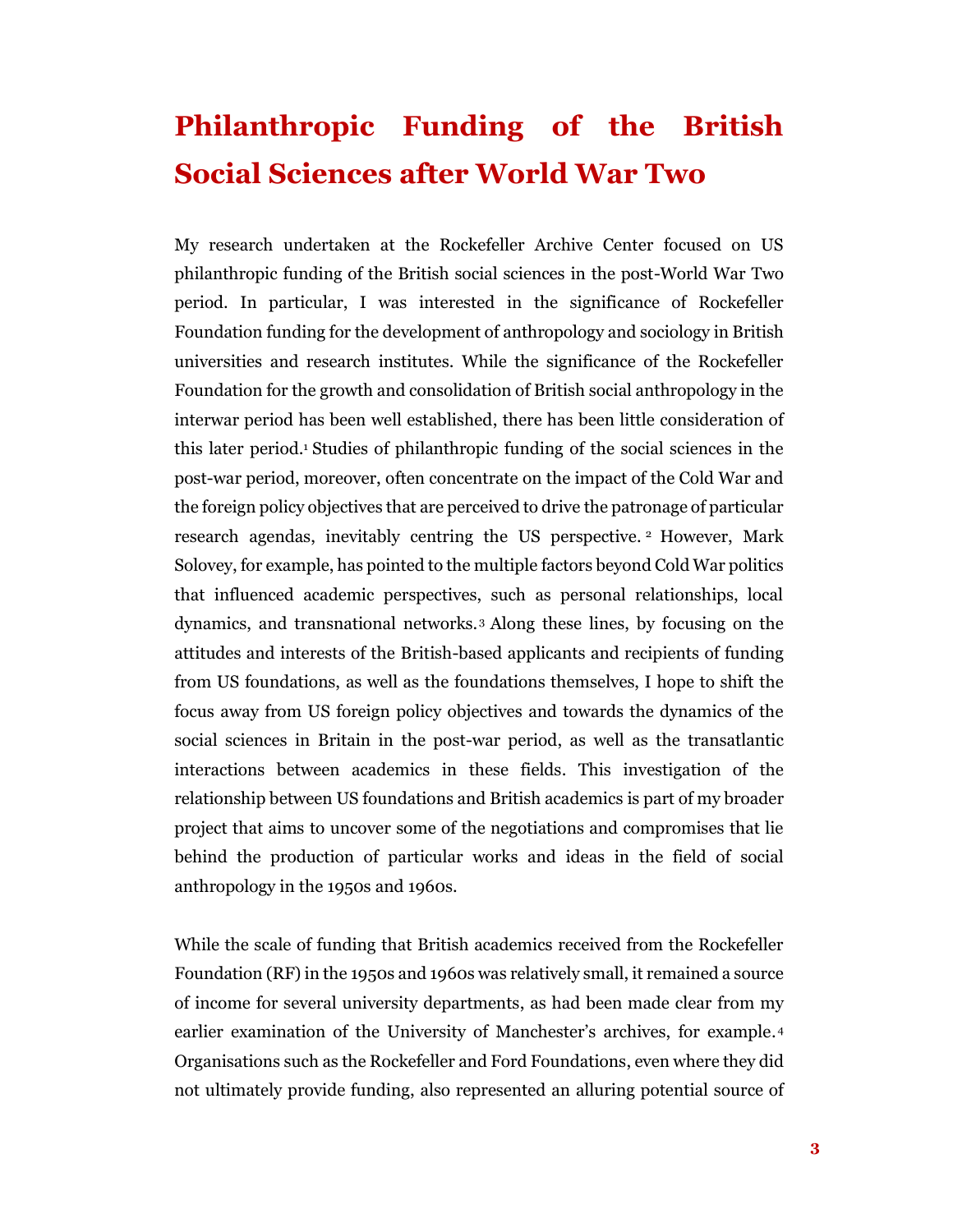# Philanthropic Funding of the British Social Sciences after World War Two

My research undertaken at the Rockefeller Archive Center focused on US philanthropic funding of the British social sciences in the post-World War Two period. In particular, I was interested in the significance of Rockefeller Foundation funding for the development of anthropology and sociology in British universities and research institutes. While the significance of the Rockefeller Foundation for the growth and consolidation of British social anthropology in the interwar period has been well established, there has been little consideration of this later period.[1] Studies of philanthropic funding of the social sciences in the post-war period, moreover, often concentrate on the impact of the Cold War and the foreign policy objectives that are perceived to drive the patronage of particular research agendas, inevitably centring the US perspective.[2] However, Mark Solovey, for example, has pointed to the multiple factors beyond Cold War politics that influenced academic perspectives, such as personal relationships, local dynamics, and transnational networks.[3] Along these lines, by focusing on the attitudes and interests of the British-based applicants and recipients of funding from US foundations, as well as the foundations themselves, I hope to shift the focus away from US foreign policy objectives and towards the dynamics of the social sciences in Britain in the post-war period, as well as the transatlantic interactions between academics in these fields. This investigation of the relationship between US foundations and British academics is part of my broader project that aims to uncover some of the negotiations and compromises that lie behind the production of particular works and ideas in the field of social anthropology in the 1950s and 1960s.

While the scale of funding that British academics received from the Rockefeller Foundation (RF) in the 1950s and 1960s was relatively small, it remained a source of income for several university departments, as had been made clear from my earlier examination of the University of Manchester's archives, for example.[4] Organisations such as the Rockefeller and Ford Foundations, even where they did not ultimately provide funding, also represented an alluring potential source of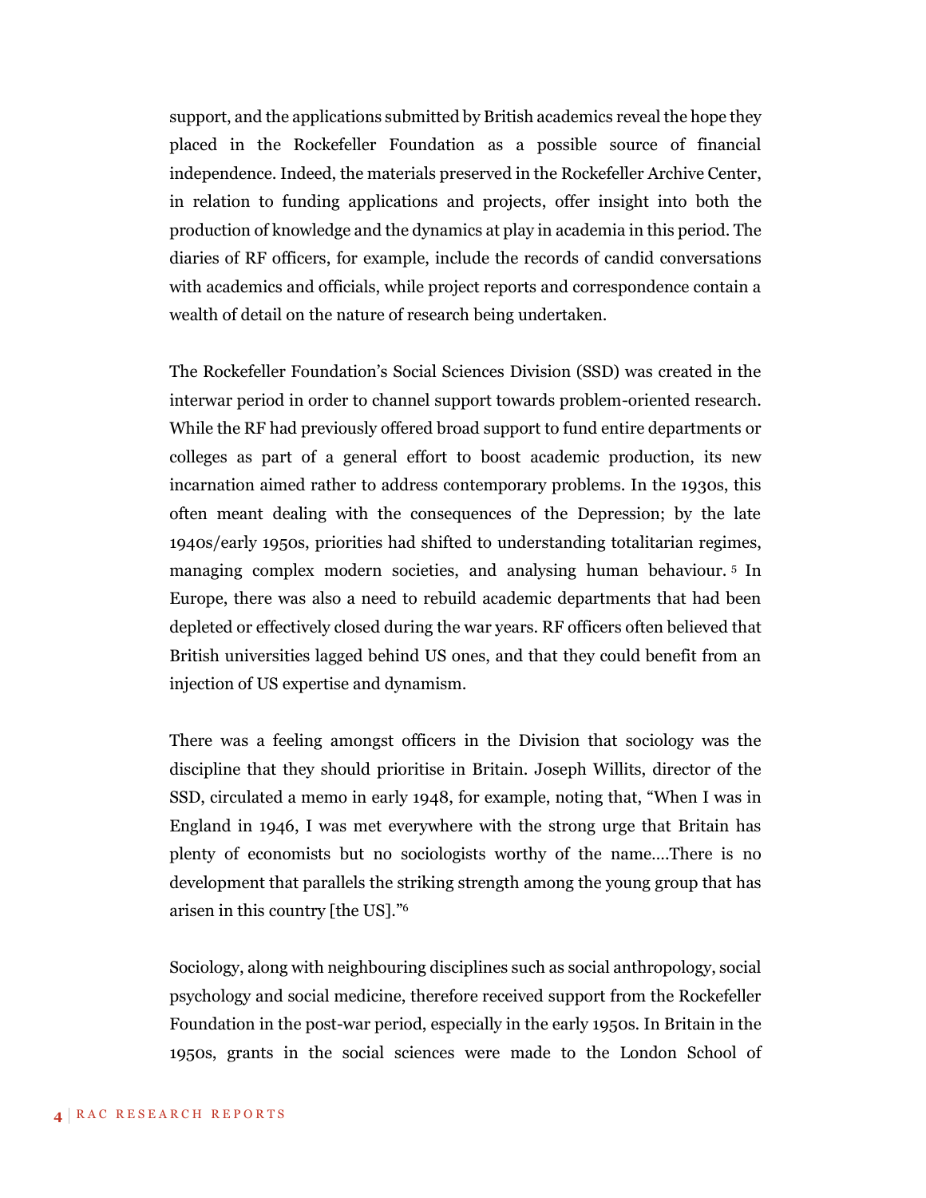support, and the applications submitted by British academics reveal the hope they placed in the Rockefeller Foundation as a possible source of financial independence. Indeed, the materials preserved in the Rockefeller Archive Center, in relation to funding applications and projects, offer insight into both the production of knowledge and the dynamics at play in academia in this period. The diaries of RF officers, for example, include the records of candid conversations with academics and officials, while project reports and correspondence contain a wealth of detail on the nature of research being undertaken.

The Rockefeller Foundation's Social Sciences Division (SSD) was created in the interwar period in order to channel support towards problem-oriented research. While the RF had previously offered broad support to fund entire departments or colleges as part of a general effort to boost academic production, its new incarnation aimed rather to address contemporary problems. In the 1930s, this often meant dealing with the consequences of the Depression; by the late 1940s/early 1950s, priorities had shifted to understanding totalitarian regimes, managing complex modern societies, and analysing human behaviour.[5] In Europe, there was also a need to rebuild academic departments that had been depleted or effectively closed during the war years. RF officers often believed that British universities lagged behind US ones, and that they could benefit from an injection of US expertise and dynamism.

There was a feeling amongst officers in the Division that sociology was the discipline that they should prioritise in Britain. Joseph Willits, director of the SSD, circulated a memo in early 1948, for example, noting that, "When I was in England in 1946, I was met everywhere with the strong urge that Britain has plenty of economists but no sociologists worthy of the name....There is no development that parallels the striking strength among the young group that has arisen in this country [the US]."[6]

Sociology, along with neighbouring disciplines such as social anthropology, social psychology and social medicine, therefore received support from the Rockefeller Foundation in the post-war period, especially in the early 1950s. In Britain in the 1950s, grants in the social sciences were made to the London School of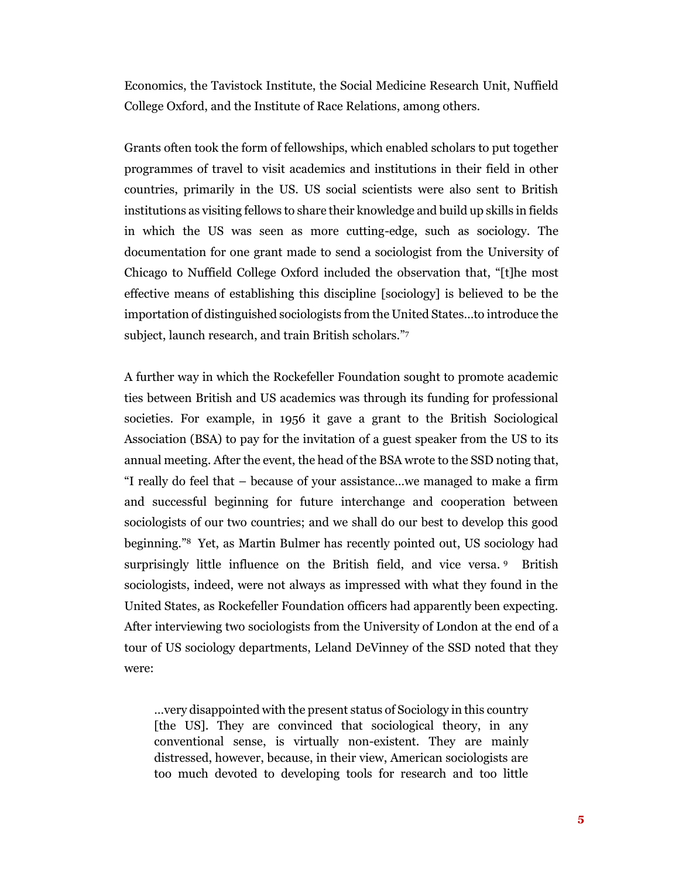Economics, the Tavistock Institute, the Social Medicine Research Unit, Nuffield College Oxford, and the Institute of Race Relations, among others.

Grants often took the form of fellowships, which enabled scholars to put together programmes of travel to visit academics and institutions in their field in other countries, primarily in the US. US social scientists were also sent to British institutions as visiting fellows to share their knowledge and build up skills in fields in which the US was seen as more cutting-edge, such as sociology. The documentation for one grant made to send a sociologist from the University of Chicago to Nuffield College Oxford included the observation that, "[t]he most effective means of establishing this discipline [sociology] is believed to be the importation of distinguished sociologists from the United States…to introduce the subject, launch research, and train British scholars."[7]

A further way in which the Rockefeller Foundation sought to promote academic ties between British and US academics was through its funding for professional societies. For example, in 1956 it gave a grant to the British Sociological Association (BSA) to pay for the invitation of a guest speaker from the US to its annual meeting. After the event, the head of the BSA wrote to the SSD noting that, "I really do feel that – because of your assistance…we managed to make a firm and successful beginning for future interchange and cooperation between sociologists of our two countries; and we shall do our best to develop this good beginning."[8] Yet, as Martin Bulmer has recently pointed out, US sociology had surprisingly little influence on the British field, and vice versa.[9] British sociologists, indeed, were not always as impressed with what they found in the United States, as Rockefeller Foundation officers had apparently been expecting. After interviewing two sociologists from the University of London at the end of a tour of US sociology departments, Leland DeVinney of the SSD noted that they were:

> …very disappointed with the present status of Sociology in this country [the US]. They are convinced that sociological theory, in any conventional sense, is virtually non-existent. They are mainly distressed, however, because, in their view, American sociologists are too much devoted to developing tools for research and too little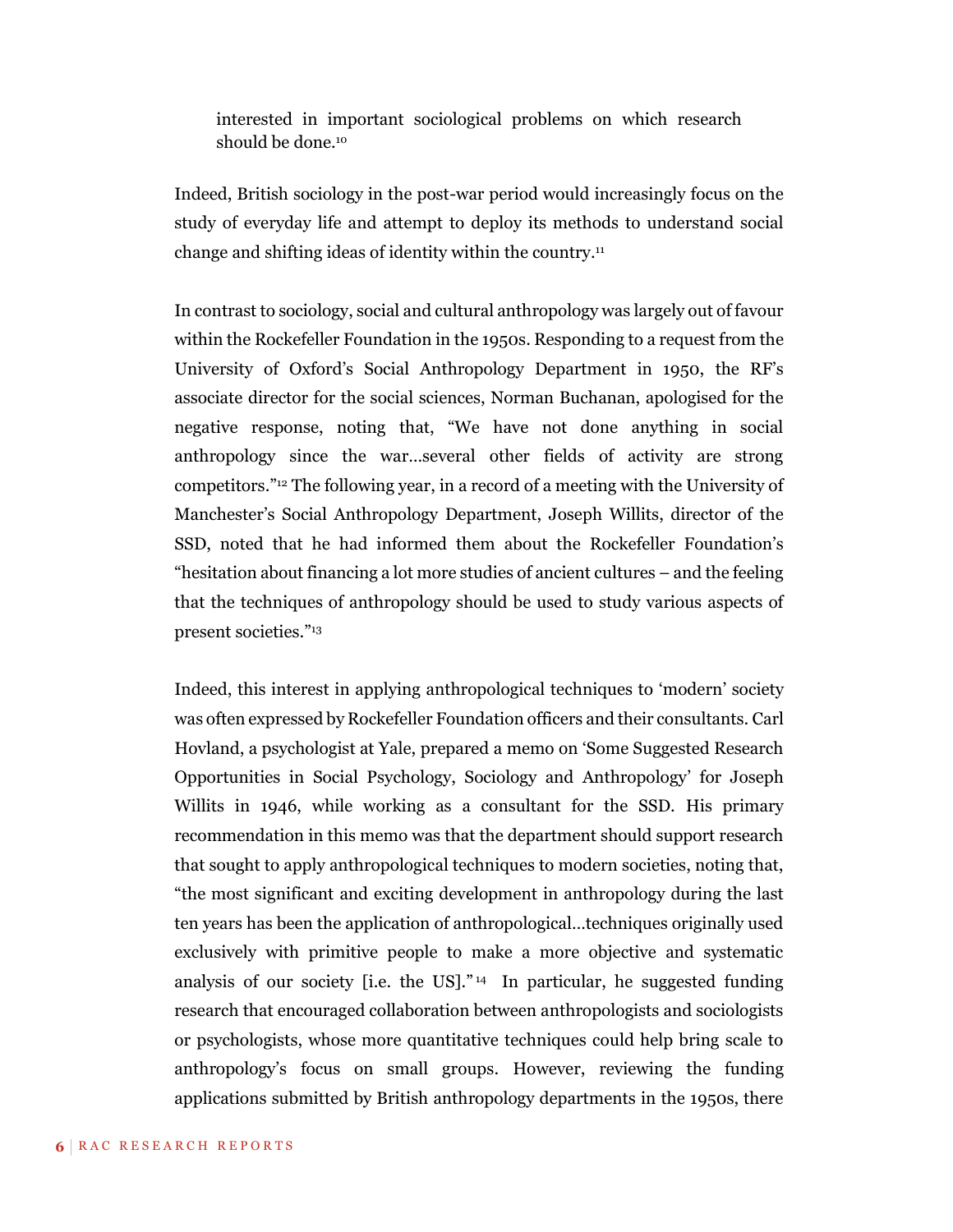> interested in important sociological problems on which research should be done.[10]

Indeed, British sociology in the post-war period would increasingly focus on the study of everyday life and attempt to deploy its methods to understand social change and shifting ideas of identity within the country.[11]

In contrast to sociology, social and cultural anthropology was largely out of favour within the Rockefeller Foundation in the 1950s. Responding to a request from the University of Oxford's Social Anthropology Department in 1950, the RF's associate director for the social sciences, Norman Buchanan, apologised for the negative response, noting that, "We have not done anything in social anthropology since the war…several other fields of activity are strong competitors."[12] The following year, in a record of a meeting with the University of Manchester's Social Anthropology Department, Joseph Willits, director of the SSD, noted that he had informed them about the Rockefeller Foundation's "hesitation about financing a lot more studies of ancient cultures – and the feeling that the techniques of anthropology should be used to study various aspects of present societies."[13]

Indeed, this interest in applying anthropological techniques to 'modern' society was often expressed by Rockefeller Foundation officers and their consultants. Carl Hovland, a psychologist at Yale, prepared a memo on 'Some Suggested Research Opportunities in Social Psychology, Sociology and Anthropology' for Joseph Willits in 1946, while working as a consultant for the SSD. His primary recommendation in this memo was that the department should support research that sought to apply anthropological techniques to modern societies, noting that, "the most significant and exciting development in anthropology during the last ten years has been the application of anthropological…techniques originally used exclusively with primitive people to make a more objective and systematic analysis of our society [i.e. the US]."[14] In particular, he suggested funding research that encouraged collaboration between anthropologists and sociologists or psychologists, whose more quantitative techniques could help bring scale to anthropology's focus on small groups. However, reviewing the funding applications submitted by British anthropology departments in the 1950s, there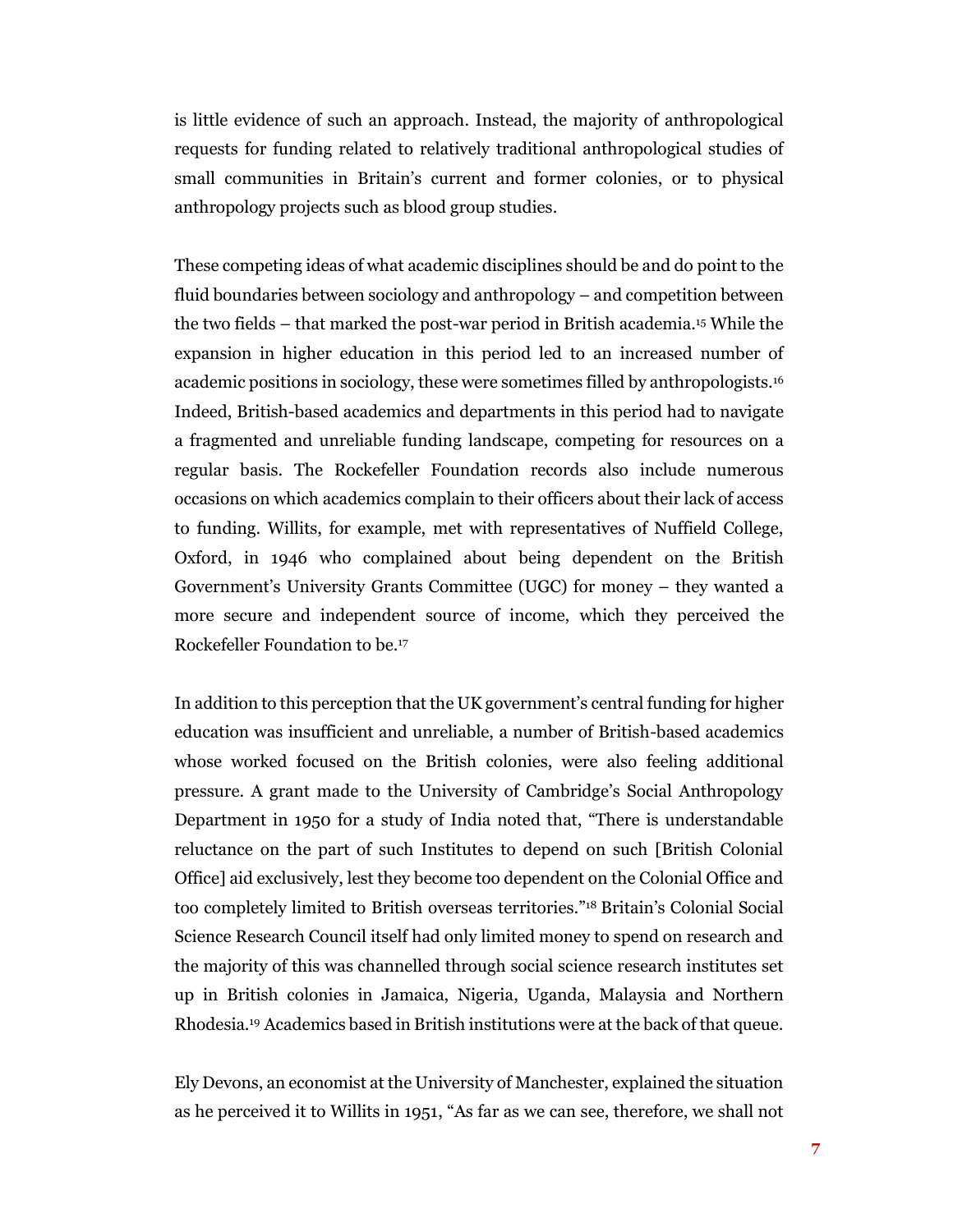is little evidence of such an approach. Instead, the majority of anthropological requests for funding related to relatively traditional anthropological studies of small communities in Britain's current and former colonies, or to physical anthropology projects such as blood group studies.

These competing ideas of what academic disciplines should be and do point to the fluid boundaries between sociology and anthropology – and competition between the two fields – that marked the post-war period in British academia.[15] While the expansion in higher education in this period led to an increased number of academic positions in sociology, these were sometimes filled by anthropologists.[16] Indeed, British-based academics and departments in this period had to navigate a fragmented and unreliable funding landscape, competing for resources on a regular basis. The Rockefeller Foundation records also include numerous occasions on which academics complain to their officers about their lack of access to funding. Willits, for example, met with representatives of Nuffield College, Oxford, in 1946 who complained about being dependent on the British Government's University Grants Committee (UGC) for money – they wanted a more secure and independent source of income, which they perceived the Rockefeller Foundation to be.[17]

In addition to this perception that the UK government's central funding for higher education was insufficient and unreliable, a number of British-based academics whose worked focused on the British colonies, were also feeling additional pressure. A grant made to the University of Cambridge's Social Anthropology Department in 1950 for a study of India noted that, "There is understandable reluctance on the part of such Institutes to depend on such [British Colonial Office] aid exclusively, lest they become too dependent on the Colonial Office and too completely limited to British overseas territories."[18] Britain's Colonial Social Science Research Council itself had only limited money to spend on research and the majority of this was channelled through social science research institutes set up in British colonies in Jamaica, Nigeria, Uganda, Malaysia and Northern Rhodesia.[19] Academics based in British institutions were at the back of that queue.

Ely Devons, an economist at the University of Manchester, explained the situation as he perceived it to Willits in 1951, "As far as we can see, therefore, we shall not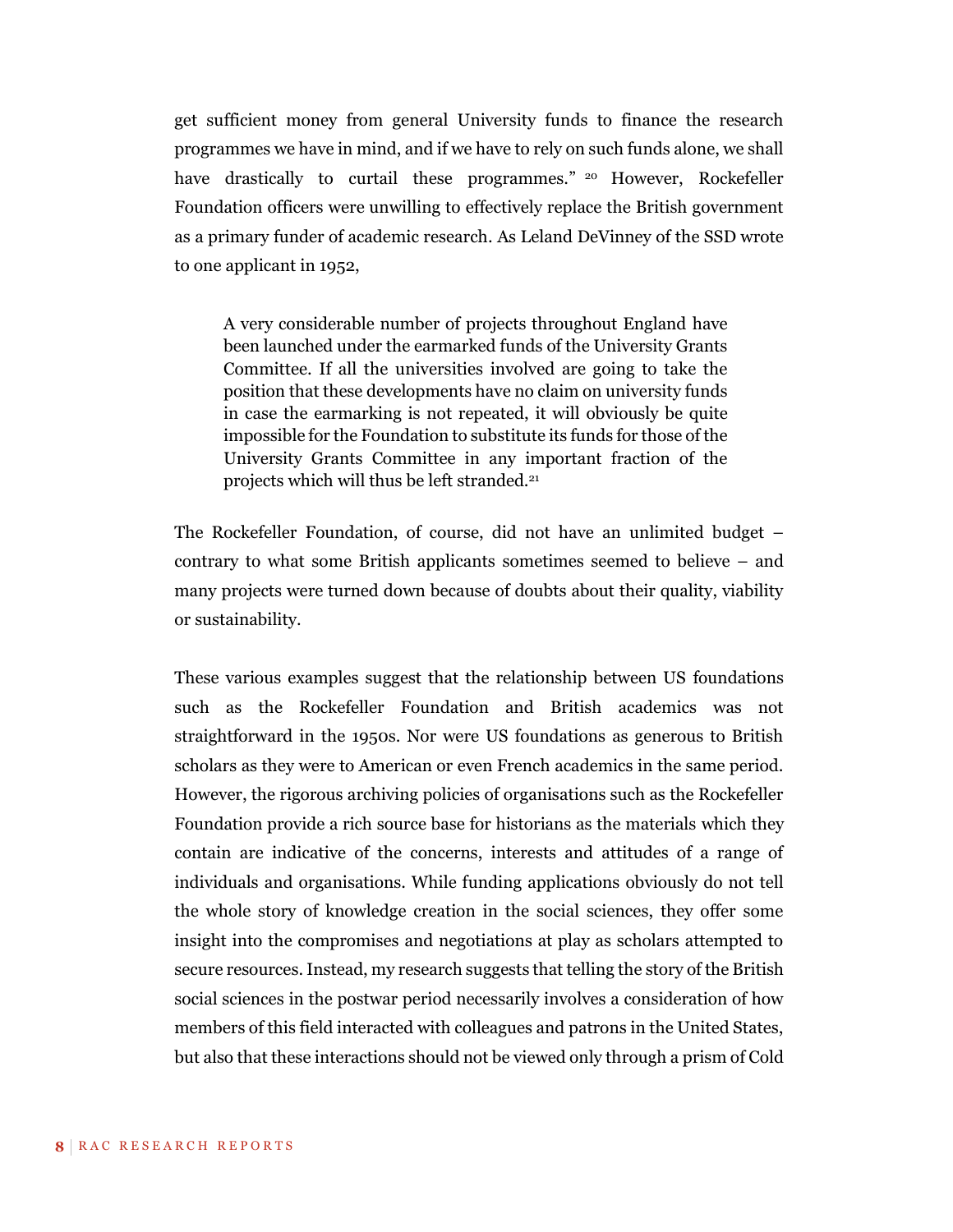get sufficient money from general University funds to finance the research programmes we have in mind, and if we have to rely on such funds alone, we shall have drastically to curtail these programmes."[20] However, Rockefeller Foundation officers were unwilling to effectively replace the British government as a primary funder of academic research. As Leland DeVinney of the SSD wrote to one applicant in 1952,

> A very considerable number of projects throughout England have been launched under the earmarked funds of the University Grants Committee. If all the universities involved are going to take the position that these developments have no claim on university funds in case the earmarking is not repeated, it will obviously be quite impossible for the Foundation to substitute its funds for those of the University Grants Committee in any important fraction of the projects which will thus be left stranded.[21]

The Rockefeller Foundation, of course, did not have an unlimited budget – contrary to what some British applicants sometimes seemed to believe – and many projects were turned down because of doubts about their quality, viability or sustainability.

These various examples suggest that the relationship between US foundations such as the Rockefeller Foundation and British academics was not straightforward in the 1950s. Nor were US foundations as generous to British scholars as they were to American or even French academics in the same period. However, the rigorous archiving policies of organisations such as the Rockefeller Foundation provide a rich source base for historians as the materials which they contain are indicative of the concerns, interests and attitudes of a range of individuals and organisations. While funding applications obviously do not tell the whole story of knowledge creation in the social sciences, they offer some insight into the compromises and negotiations at play as scholars attempted to secure resources. Instead, my research suggests that telling the story of the British social sciences in the postwar period necessarily involves a consideration of how members of this field interacted with colleagues and patrons in the United States, but also that these interactions should not be viewed only through a prism of Cold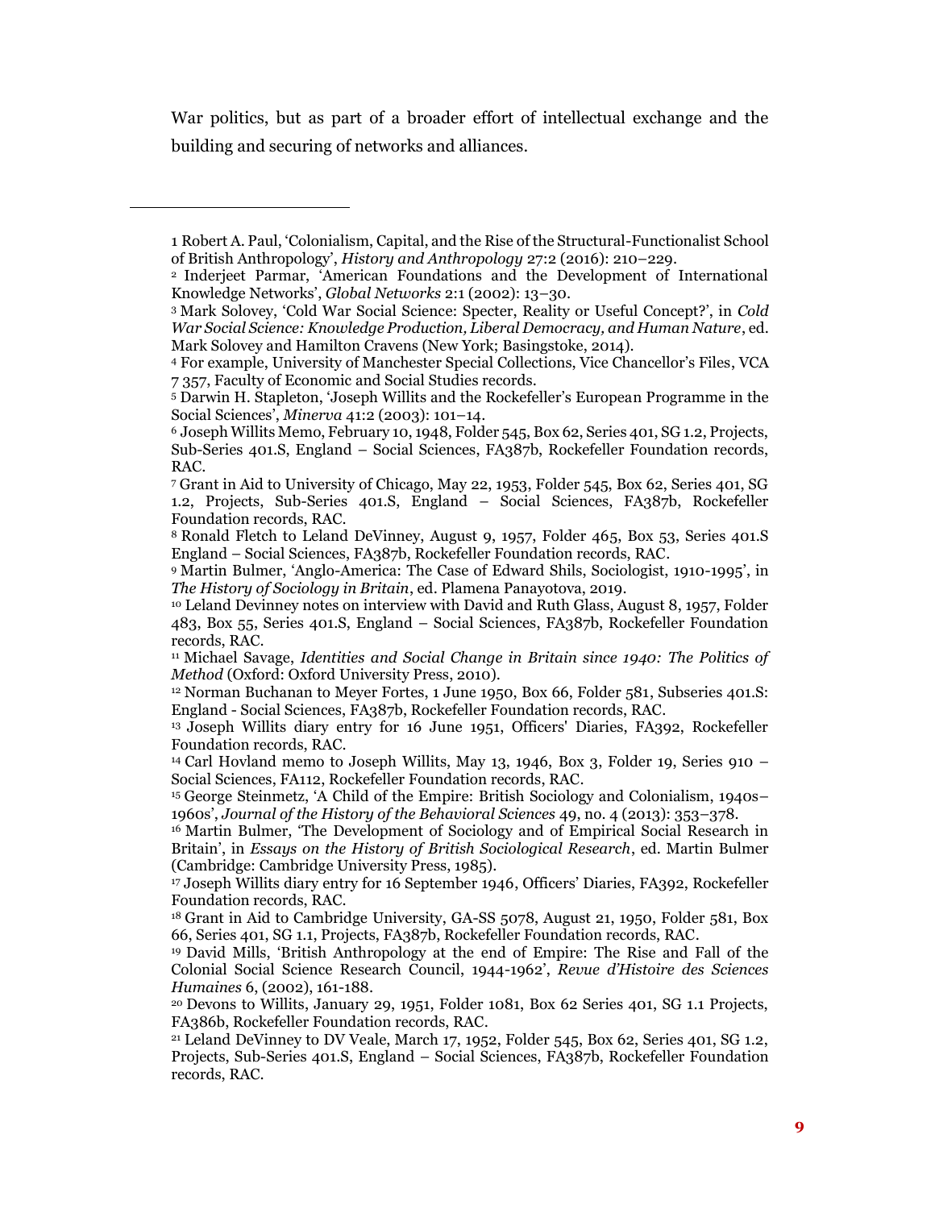War politics, but as part of a broader effort of intellectual exchange and the building and securing of networks and alliances.

---

1 Robert A. Paul, 'Colonialism, Capital, and the Rise of the Structural-Functionalist School of British Anthropology', *History and Anthropology* 27:2 (2016): 210–229.

2 Inderjeet Parmar, 'American Foundations and the Development of International Knowledge Networks', *Global Networks* 2:1 (2002): 13–30.

3 Mark Solovey, 'Cold War Social Science: Specter, Reality or Useful Concept?', in *Cold War Social Science: Knowledge Production, Liberal Democracy, and Human Nature*, ed. Mark Solovey and Hamilton Cravens (New York; Basingstoke, 2014).

4 For example, University of Manchester Special Collections, Vice Chancellor's Files, VCA 7 357, Faculty of Economic and Social Studies records.

5 Darwin H. Stapleton, 'Joseph Willits and the Rockefeller's European Programme in the Social Sciences', *Minerva* 41:2 (2003): 101–14.

6 Joseph Willits Memo, February 10, 1948, Folder 545, Box 62, Series 401, SG 1.2, Projects, Sub-Series 401.S, England – Social Sciences, FA387b, Rockefeller Foundation records, RAC.

7 Grant in Aid to University of Chicago, May 22, 1953, Folder 545, Box 62, Series 401, SG 1.2, Projects, Sub-Series 401.S, England – Social Sciences, FA387b, Rockefeller Foundation records, RAC.

8 Ronald Fletch to Leland DeVinney, August 9, 1957, Folder 465, Box 53, Series 401.S England – Social Sciences, FA387b, Rockefeller Foundation records, RAC.

9 Martin Bulmer, 'Anglo-America: The Case of Edward Shils, Sociologist, 1910-1995', in *The History of Sociology in Britain*, ed. Plamena Panayotova, 2019.

10 Leland Devinney notes on interview with David and Ruth Glass, August 8, 1957, Folder 483, Box 55, Series 401.S, England – Social Sciences, FA387b, Rockefeller Foundation records, RAC.

11 Michael Savage, *Identities and Social Change in Britain since 1940: The Politics of Method* (Oxford: Oxford University Press, 2010).

12 Norman Buchanan to Meyer Fortes, 1 June 1950, Box 66, Folder 581, Subseries 401.S: England - Social Sciences, FA387b, Rockefeller Foundation records, RAC.

13 Joseph Willits diary entry for 16 June 1951, Officers' Diaries, FA392, Rockefeller Foundation records, RAC.

14 Carl Hovland memo to Joseph Willits, May 13, 1946, Box 3, Folder 19, Series 910 – Social Sciences, FA112, Rockefeller Foundation records, RAC.

15 George Steinmetz, 'A Child of the Empire: British Sociology and Colonialism, 1940s–1960s', *Journal of the History of the Behavioral Sciences* 49, no. 4 (2013): 353–378.

16 Martin Bulmer, 'The Development of Sociology and of Empirical Social Research in Britain', in *Essays on the History of British Sociological Research*, ed. Martin Bulmer (Cambridge: Cambridge University Press, 1985).

17 Joseph Willits diary entry for 16 September 1946, Officers' Diaries, FA392, Rockefeller Foundation records, RAC.

18 Grant in Aid to Cambridge University, GA-SS 5078, August 21, 1950, Folder 581, Box 66, Series 401, SG 1.1, Projects, FA387b, Rockefeller Foundation records, RAC.

19 David Mills, 'British Anthropology at the end of Empire: The Rise and Fall of the Colonial Social Science Research Council, 1944-1962', *Revue d'Histoire des Sciences Humaines* 6, (2002), 161-188.

20 Devons to Willits, January 29, 1951, Folder 1081, Box 62 Series 401, SG 1.1 Projects, FA386b, Rockefeller Foundation records, RAC.

21 Leland DeVinney to DV Veale, March 17, 1952, Folder 545, Box 62, Series 401, SG 1.2, Projects, Sub-Series 401.S, England – Social Sciences, FA387b, Rockefeller Foundation records, RAC.